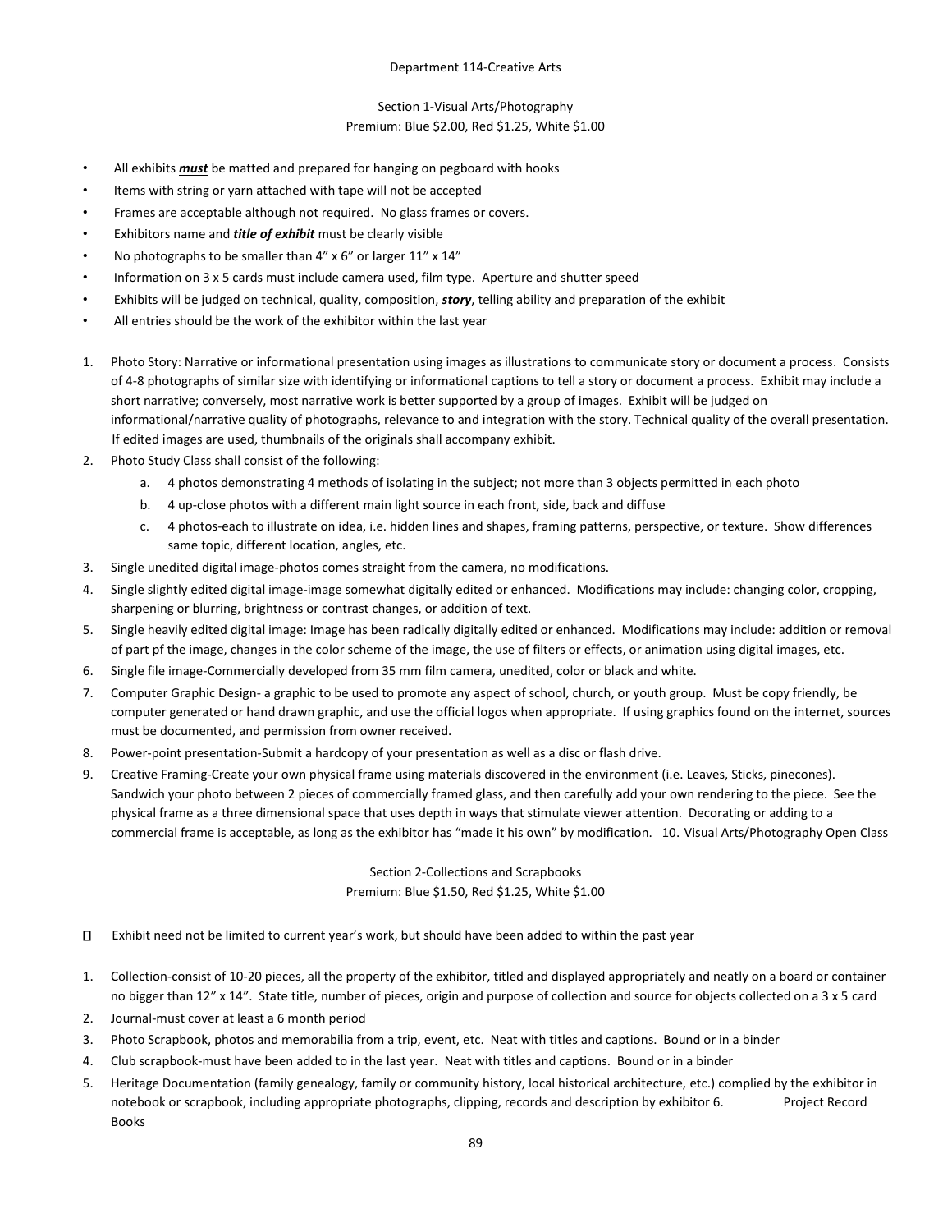Department 114-Creative Arts

Section 1-Visual Arts/Photography
Premium: Blue $2.00, Red $1.25, White $1.00

- All exhibits ***must*** be matted and prepared for hanging on pegboard with hooks
- Items with string or yarn attached with tape will not be accepted
- Frames are acceptable although not required. No glass frames or covers.
- Exhibitors name and ***title of exhibit*** must be clearly visible
- No photographs to be smaller than 4" x 6" or larger 11" x 14"
- Information on 3 x 5 cards must include camera used, film type. Aperture and shutter speed
- Exhibits will be judged on technical, quality, composition, ***story***, telling ability and preparation of the exhibit
- All entries should be the work of the exhibitor within the last year

1. Photo Story: Narrative or informational presentation using images as illustrations to communicate story or document a process. Consists of 4-8 photographs of similar size with identifying or informational captions to tell a story or document a process. Exhibit may include a short narrative; conversely, most narrative work is better supported by a group of images. Exhibit will be judged on informational/narrative quality of photographs, relevance to and integration with the story. Technical quality of the overall presentation. If edited images are used, thumbnails of the originals shall accompany exhibit.
2. Photo Study Class shall consist of the following:
   a. 4 photos demonstrating 4 methods of isolating in the subject; not more than 3 objects permitted in each photo
   b. 4 up-close photos with a different main light source in each front, side, back and diffuse
   c. 4 photos-each to illustrate on idea, i.e. hidden lines and shapes, framing patterns, perspective, or texture. Show differences same topic, different location, angles, etc.
3. Single unedited digital image-photos comes straight from the camera, no modifications.
4. Single slightly edited digital image-image somewhat digitally edited or enhanced. Modifications may include: changing color, cropping, sharpening or blurring, brightness or contrast changes, or addition of text.
5. Single heavily edited digital image: Image has been radically digitally edited or enhanced. Modifications may include: addition or removal of part pf the image, changes in the color scheme of the image, the use of filters or effects, or animation using digital images, etc.
6. Single file image-Commercially developed from 35 mm film camera, unedited, color or black and white.
7. Computer Graphic Design- a graphic to be used to promote any aspect of school, church, or youth group. Must be copy friendly, be computer generated or hand drawn graphic, and use the official logos when appropriate. If using graphics found on the internet, sources must be documented, and permission from owner received.
8. Power-point presentation-Submit a hardcopy of your presentation as well as a disc or flash drive.
9. Creative Framing-Create your own physical frame using materials discovered in the environment (i.e. Leaves, Sticks, pinecones). Sandwich your photo between 2 pieces of commercially framed glass, and then carefully add your own rendering to the piece. See the physical frame as a three dimensional space that uses depth in ways that stimulate viewer attention. Decorating or adding to a commercial frame is acceptable, as long as the exhibitor has "made it his own" by modification.
10. Visual Arts/Photography Open Class

Section 2-Collections and Scrapbooks
Premium: Blue $1.50, Red $1.25, White $1.00

- Exhibit need not be limited to current year's work, but should have been added to within the past year

1. Collection-consist of 10-20 pieces, all the property of the exhibitor, titled and displayed appropriately and neatly on a board or container no bigger than 12" x 14". State title, number of pieces, origin and purpose of collection and source for objects collected on a 3 x 5 card
2. Journal-must cover at least a 6 month period
3. Photo Scrapbook, photos and memorabilia from a trip, event, etc. Neat with titles and captions. Bound or in a binder
4. Club scrapbook-must have been added to in the last year. Neat with titles and captions. Bound or in a binder
5. Heritage Documentation (family genealogy, family or community history, local historical architecture, etc.) complied by the exhibitor in notebook or scrapbook, including appropriate photographs, clipping, records and description by exhibitor
6. Project Record Books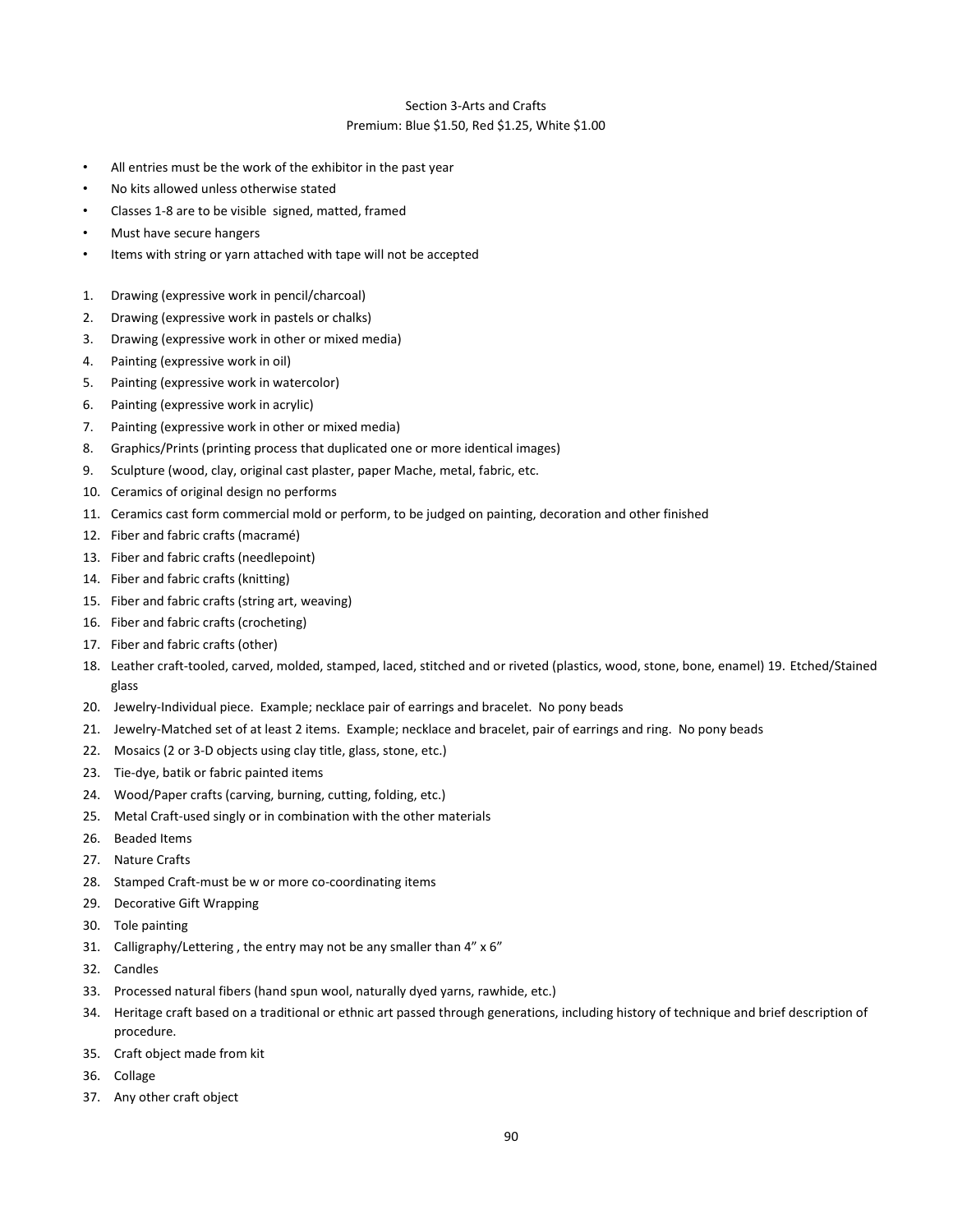## Section 3-Arts and Crafts

Premium: Blue $1.50, Red $1.25, White $1.00

- All entries must be the work of the exhibitor in the past year
- No kits allowed unless otherwise stated
- Classes 1-8 are to be visible signed, matted, framed
- Must have secure hangers
- Items with string or yarn attached with tape will not be accepted

1. Drawing (expressive work in pencil/charcoal)
2. Drawing (expressive work in pastels or chalks)
3. Drawing (expressive work in other or mixed media)
4. Painting (expressive work in oil)
5. Painting (expressive work in watercolor)
6. Painting (expressive work in acrylic)
7. Painting (expressive work in other or mixed media)
8. Graphics/Prints (printing process that duplicated one or more identical images)
9. Sculpture (wood, clay, original cast plaster, paper Mache, metal, fabric, etc.
10. Ceramics of original design no performs
11. Ceramics cast form commercial mold or perform, to be judged on painting, decoration and other finished
12. Fiber and fabric crafts (macramé)
13. Fiber and fabric crafts (needlepoint)
14. Fiber and fabric crafts (knitting)
15. Fiber and fabric crafts (string art, weaving)
16. Fiber and fabric crafts (crocheting)
17. Fiber and fabric crafts (other)
18. Leather craft-tooled, carved, molded, stamped, laced, stitched and or riveted (plastics, wood, stone, bone, enamel) 19. Etched/Stained glass
20. Jewelry-Individual piece. Example; necklace pair of earrings and bracelet. No pony beads
21. Jewelry-Matched set of at least 2 items. Example; necklace and bracelet, pair of earrings and ring. No pony beads
22. Mosaics (2 or 3-D objects using clay title, glass, stone, etc.)
23. Tie-dye, batik or fabric painted items
24. Wood/Paper crafts (carving, burning, cutting, folding, etc.)
25. Metal Craft-used singly or in combination with the other materials
26. Beaded Items
27. Nature Crafts
28. Stamped Craft-must be w or more co-coordinating items
29. Decorative Gift Wrapping
30. Tole painting
31. Calligraphy/Lettering , the entry may not be any smaller than 4" x 6"
32. Candles
33. Processed natural fibers (hand spun wool, naturally dyed yarns, rawhide, etc.)
34. Heritage craft based on a traditional or ethnic art passed through generations, including history of technique and brief description of procedure.
35. Craft object made from kit
36. Collage
37. Any other craft object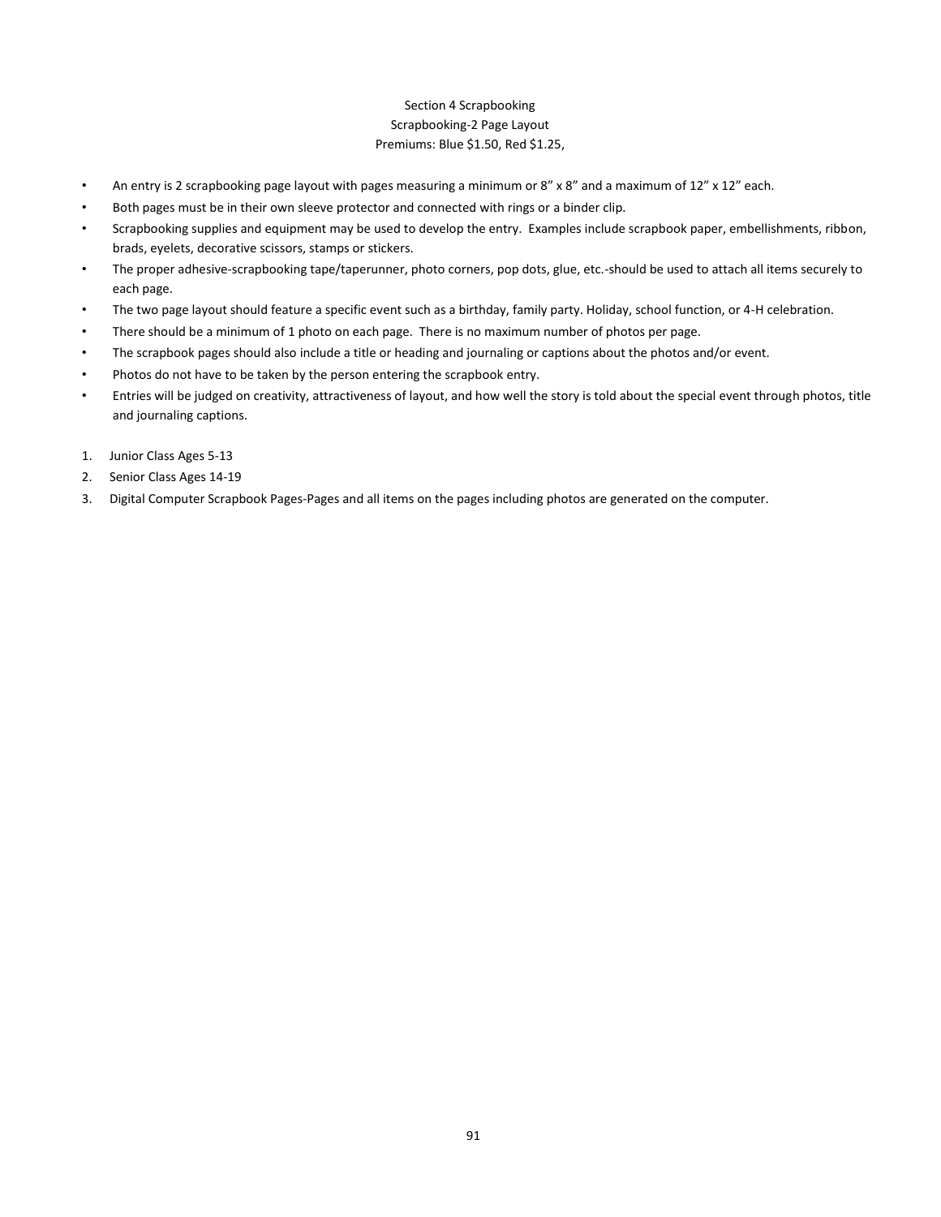## Section 4 Scrapbooking

### Scrapbooking-2 Page Layout

Premiums: Blue $1.50, Red $1.25,

- An entry is 2 scrapbooking page layout with pages measuring a minimum or 8" x 8" and a maximum of 12" x 12" each.
- Both pages must be in their own sleeve protector and connected with rings or a binder clip.
- Scrapbooking supplies and equipment may be used to develop the entry. Examples include scrapbook paper, embellishments, ribbon, brads, eyelets, decorative scissors, stamps or stickers.
- The proper adhesive-scrapbooking tape/taperunner, photo corners, pop dots, glue, etc.-should be used to attach all items securely to each page.
- The two page layout should feature a specific event such as a birthday, family party. Holiday, school function, or 4-H celebration.
- There should be a minimum of 1 photo on each page. There is no maximum number of photos per page.
- The scrapbook pages should also include a title or heading and journaling or captions about the photos and/or event.
- Photos do not have to be taken by the person entering the scrapbook entry.
- Entries will be judged on creativity, attractiveness of layout, and how well the story is told about the special event through photos, title and journaling captions.

1. Junior Class Ages 5-13
2. Senior Class Ages 14-19
3. Digital Computer Scrapbook Pages-Pages and all items on the pages including photos are generated on the computer.